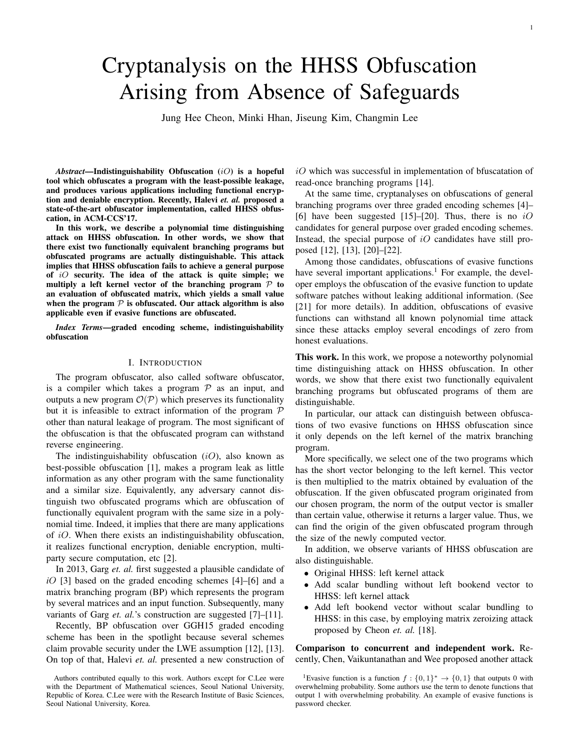# Cryptanalysis on the HHSS Obfuscation Arising from Absence of Safeguards

Jung Hee Cheon, Minki Hhan, Jiseung Kim, Changmin Lee

***Abstract*—Indistinguishability Obfuscation ($iO$) is a hopeful tool which obfuscates a program with the least-possible leakage, and produces various applications including functional encryption and deniable encryption. Recently, Halevi *et. al.* proposed a state-of-the-art obfuscator implementation, called HHSS obfuscation, in ACM-CCS'17.**

**In this work, we describe a polynomial time distinguishing attack on HHSS obfuscation. In other words, we show that there exist two functionally equivalent branching programs but obfuscated programs are actually distinguishable. This attack implies that HHSS obfuscation fails to achieve a general purpose of $iO$ security. The idea of the attack is quite simple; we multiply a left kernel vector of the branching program $\mathcal{P}$ to an evaluation of obfuscated matrix, which yields a small value when the program $\mathcal{P}$ is obfuscated. Our attack algorithm is also applicable even if evasive functions are obfuscated.**

***Index Terms*—graded encoding scheme, indistinguishability obfuscation**

## I. Introduction

The program obfuscator, also called software obfuscator, is a compiler which takes a program $\mathcal{P}$ as an input, and outputs a new program $\mathcal{O}(\mathcal{P})$ which preserves its functionality but it is infeasible to extract information of the program $\mathcal{P}$ other than natural leakage of program. The most significant of the obfuscation is that the obfuscated program can withstand reverse engineering.

The indistinguishability obfuscation ($iO$), also known as best-possible obfuscation [1], makes a program leak as little information as any other program with the same functionality and a similar size. Equivalently, any adversary cannot distinguish two obfuscated programs which are obfuscation of functionally equivalent program with the same size in a polynomial time. Indeed, it implies that there are many applications of $iO$. When there exists an indistinguishability obfuscation, it realizes functional encryption, deniable encryption, multiparty secure computation, etc [2].

In 2013, Garg *et. al.* first suggested a plausible candidate of $iO$ [3] based on the graded encoding schemes [4]–[6] and a matrix branching program (BP) which represents the program by several matrices and an input function. Subsequently, many variants of Garg *et. al.*'s construction are suggested [7]–[11].

Recently, BP obfuscation over GGH15 graded encoding scheme has been in the spotlight because several schemes claim provable security under the LWE assumption [12], [13]. On top of that, Halevi *et. al.* presented a new construction of $iO$ which was successful in implementation of bfuscatation of read-once branching programs [14].

At the same time, cryptanalyses on obfuscations of general branching programs over three graded encoding schemes [4]–[6] have been suggested [15]–[20]. Thus, there is no $iO$ candidates for general purpose over graded encoding schemes. Instead, the special purpose of $iO$ candidates have still proposed [12], [13], [20]–[22].

Among those candidates, obfuscations of evasive functions have several important applications.[1] For example, the developer employs the obfuscation of the evasive function to update software patches without leaking additional information. (See [21] for more details). In addition, obfuscations of evasive functions can withstand all known polynomial time attack since these attacks employ several encodings of zero from honest evaluations.

**This work.** In this work, we propose a noteworthy polynomial time distinguishing attack on HHSS obfuscation. In other words, we show that there exist two functionally equivalent branching programs but obfuscated programs of them are distinguishable.

In particular, our attack can distinguish between obfuscations of two evasive functions on HHSS obfuscation since it only depends on the left kernel of the matrix branching program.

More specifically, we select one of the two programs which has the short vector belonging to the left kernel. This vector is then multiplied to the matrix obtained by evaluation of the obfuscation. If the given obfuscated program originated from our chosen program, the norm of the output vector is smaller than certain value, otherwise it returns a larger value. Thus, we can find the origin of the given obfuscated program through the size of the newly computed vector.

In addition, we observe variants of HHSS obfuscation are also distinguishable.

- Original HHSS: left kernel attack
- Add scalar bundling without left bookend vector to HHSS: left kernel attack
- Add left bookend vector without scalar bundling to HHSS: in this case, by employing matrix zeroizing attack proposed by Cheon *et. al.* [18].

**Comparison to concurrent and independent work.** Recently, Chen, Vaikuntanathan and Wee proposed another attack

Authors contributed equally to this work. Authors except for C.Lee were with the Department of Mathematical sciences, Seoul National University, Republic of Korea. C.Lee were with the Research Institute of Basic Sciences, Seoul National University, Korea.

[1] Evasive function is a function $f : \{0,1\}^* \to \{0,1\}$ that outputs 0 with overwhelming probability. Some authors use the term to denote functions that output 1 with overwhelming probability. An example of evasive functions is password checker.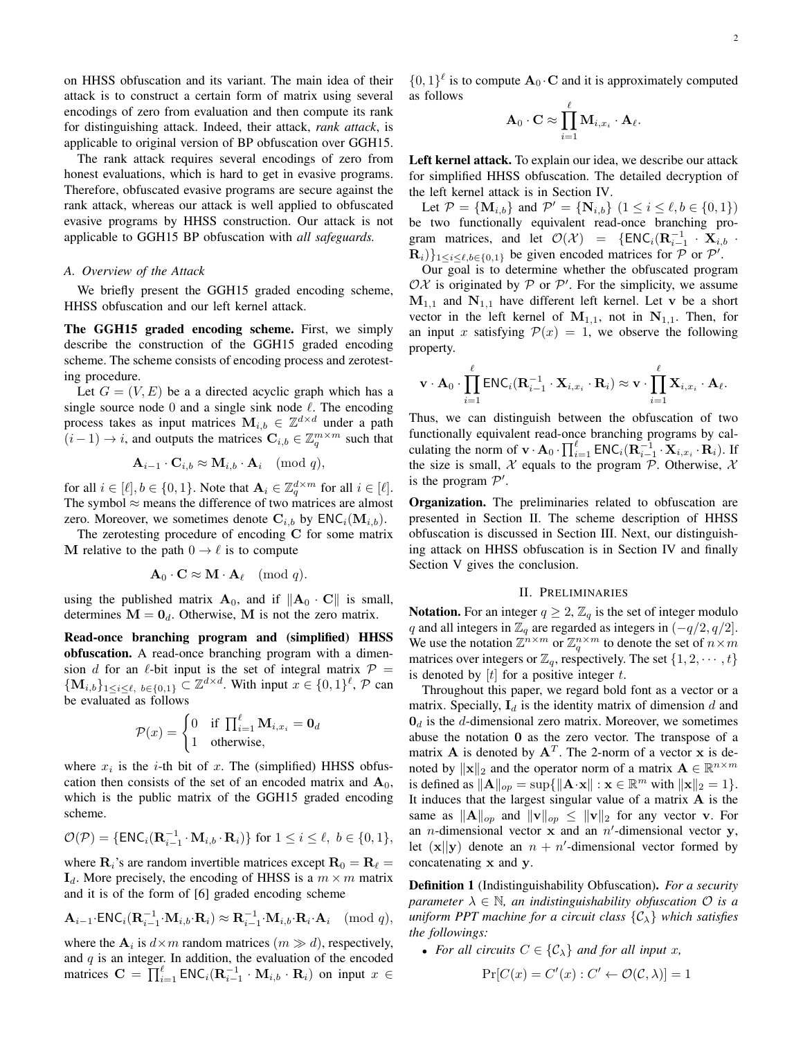on HHSS obfuscation and its variant. The main idea of their attack is to construct a certain form of matrix using several encodings of zero from evaluation and then compute its rank for distinguishing attack. Indeed, their attack, *rank attack*, is applicable to original version of BP obfuscation over GGH15.

The rank attack requires several encodings of zero from honest evaluations, which is hard to get in evasive programs. Therefore, obfuscated evasive programs are secure against the rank attack, whereas our attack is well applied to obfuscated evasive programs by HHSS construction. Our attack is not applicable to GGH15 BP obfuscation with *all safeguards.*

### A. Overview of the Attack

We briefly present the GGH15 graded encoding scheme, HHSS obfuscation and our left kernel attack.

**The GGH15 graded encoding scheme.** First, we simply describe the construction of the GGH15 graded encoding scheme. The scheme consists of encoding process and zerotesting procedure.

Let $G = (V, E)$ be a a directed acyclic graph which has a single source node 0 and a single sink node $\ell$. The encoding process takes as input matrices $\mathbf{M}_{i,b} \in \mathbb{Z}^{d\times d}$ under a path $(i-1) \to i$, and outputs the matrices $\mathbf{C}_{i,b} \in \mathbb{Z}_q^{m\times m}$ such that

$$\mathbf{A}_{i-1} \cdot \mathbf{C}_{i,b} \approx \mathbf{M}_{i,b} \cdot \mathbf{A}_i \pmod q,$$

for all $i \in [\ell], b \in \{0,1\}$. Note that $\mathbf{A}_i \in \mathbb{Z}_q^{d\times m}$ for all $i \in [\ell]$. The symbol $\approx$ means the difference of two matrices are almost zero. Moreover, we sometimes denote $\mathbf{C}_{i,b}$ by $\mathsf{ENC}_i(\mathbf{M}_{i,b})$.

The zerotesting procedure of encoding $\mathbf{C}$ for some matrix $\mathbf{M}$ relative to the path $0 \to \ell$ is to compute

$$\mathbf{A}_0 \cdot \mathbf{C} \approx \mathbf{M} \cdot \mathbf{A}_\ell \pmod q.$$

using the published matrix $\mathbf{A}_0$, and if $\|\mathbf{A}_0 \cdot \mathbf{C}\|$ is small, determines $\mathbf{M} = \mathbf{0}_d$. Otherwise, $\mathbf{M}$ is not the zero matrix.

**Read-once branching program and (simplified) HHSS obfuscation.** A read-once branching program with a dimension $d$ for an $\ell$-bit input is the set of integral matrix $\mathcal{P} = \{\mathbf{M}_{i,b}\}_{1\le i\le \ell,\ b\in\{0,1\}} \subset \mathbb{Z}^{d\times d}$. With input $x \in \{0,1\}^\ell$, $\mathcal{P}$ can be evaluated as follows

$$\mathcal{P}(x) = \begin{cases} 0 & \text{if } \prod_{i=1}^{\ell} \mathbf{M}_{i,x_i} = \mathbf{0}_d \\ 1 & \text{otherwise,} \end{cases}$$

where $x_i$ is the $i$-th bit of $x$. The (simplified) HHSS obfuscation then consists of the set of an encoded matrix and $\mathbf{A}_0$, which is the public matrix of the GGH15 graded encoding scheme.

$$\mathcal{O}(\mathcal{P}) = \{\mathsf{ENC}_i(\mathbf{R}_{i-1}^{-1} \cdot \mathbf{M}_{i,b} \cdot \mathbf{R}_i)\} \text{ for } 1 \le i \le \ell,\ b \in \{0,1\},$$

where $\mathbf{R}_i$'s are random invertible matrices except $\mathbf{R}_0 = \mathbf{R}_\ell = \mathbf{I}_d$. More precisely, the encoding of HHSS is a $m \times m$ matrix and it is of the form of [6] graded encoding scheme

$$\mathbf{A}_{i-1} \cdot \mathsf{ENC}_i(\mathbf{R}_{i-1}^{-1} \cdot \mathbf{M}_{i,b} \cdot \mathbf{R}_i) \approx \mathbf{R}_{i-1}^{-1} \cdot \mathbf{M}_{i,b} \cdot \mathbf{R}_i \cdot \mathbf{A}_i \pmod q,$$

where the $\mathbf{A}_i$ is $d \times m$ random matrices ($m \gg d$), respectively, and $q$ is an integer. In addition, the evaluation of the encoded matrices $\mathbf{C} = \prod_{i=1}^{\ell} \mathsf{ENC}_i(\mathbf{R}_{i-1}^{-1} \cdot \mathbf{M}_{i,b} \cdot \mathbf{R}_i)$ on input $x \in \{0,1\}^\ell$ is to compute $\mathbf{A}_0 \cdot \mathbf{C}$ and it is approximately computed as follows

$$\mathbf{A}_0 \cdot \mathbf{C} \approx \prod_{i=1}^{\ell} \mathbf{M}_{i,x_i} \cdot \mathbf{A}_\ell.$$

**Left kernel attack.** To explain our idea, we describe our attack for simplified HHSS obfuscation. The detailed decryption of the left kernel attack is in Section IV.

Let $\mathcal{P} = \{\mathbf{M}_{i,b}\}$ and $\mathcal{P}' = \{\mathbf{N}_{i,b}\}$ $(1 \le i \le \ell, b \in \{0,1\})$ be two functionally equivalent read-once branching program matrices, and let $\mathcal{O}(\mathcal{X}) = \{\mathsf{ENC}_i(\mathbf{R}_{i-1}^{-1} \cdot \mathbf{X}_{i,b} \cdot \mathbf{R}_i)\}_{1\le i\le \ell, b\in\{0,1\}}$ be given encoded matrices for $\mathcal{P}$ or $\mathcal{P}'$.

Our goal is to determine whether the obfuscated program $\mathcal{OX}$ is originated by $\mathcal{P}$ or $\mathcal{P}'$. For the simplicity, we assume $\mathbf{M}_{1,1}$ and $\mathbf{N}_{1,1}$ have different left kernel. Let $\mathbf{v}$ be a short vector in the left kernel of $\mathbf{M}_{1,1}$, not in $\mathbf{N}_{1,1}$. Then, for an input $x$ satisfying $\mathcal{P}(x) = 1$, we observe the following property.

$$\mathbf{v} \cdot \mathbf{A}_0 \cdot \prod_{i=1}^{\ell} \mathsf{ENC}_i(\mathbf{R}_{i-1}^{-1} \cdot \mathbf{X}_{i,x_i} \cdot \mathbf{R}_i) \approx \mathbf{v} \cdot \prod_{i=1}^{\ell} \mathbf{X}_{i,x_i} \cdot \mathbf{A}_\ell.$$

Thus, we can distinguish between the obfuscation of two functionally equivalent read-once branching programs by calculating the norm of $\mathbf{v} \cdot \mathbf{A}_0 \cdot \prod_{i=1}^{\ell} \mathsf{ENC}_i(\mathbf{R}_{i-1}^{-1} \cdot \mathbf{X}_{i,x_i} \cdot \mathbf{R}_i)$. If the size is small, $\mathcal{X}$ equals to the program $\mathcal{P}$. Otherwise, $\mathcal{X}$ is the program $\mathcal{P}'$.

**Organization.** The preliminaries related to obfuscation are presented in Section II. The scheme description of HHSS obfuscation is discussed in Section III. Next, our distinguishing attack on HHSS obfuscation is in Section IV and finally Section V gives the conclusion.

## II. Preliminaries

**Notation.** For an integer $q \ge 2$, $\mathbb{Z}_q$ is the set of integer modulo $q$ and all integers in $\mathbb{Z}_q$ are regarded as integers in $(-q/2, q/2]$. We use the notation $\mathbb{Z}^{n\times m}$ or $\mathbb{Z}_q^{n\times m}$ to denote the set of $n \times m$ matrices over integers or $\mathbb{Z}_q$, respectively. The set $\{1, 2, \cdots, t\}$ is denoted by $[t]$ for a positive integer $t$.

Throughout this paper, we regard bold font as a vector or a matrix. Specially, $\mathbf{I}_d$ is the identity matrix of dimension $d$ and $\mathbf{0}_d$ is the $d$-dimensional zero matrix. Moreover, we sometimes abuse the notation $\mathbf{0}$ as the zero vector. The transpose of a matrix $\mathbf{A}$ is denoted by $\mathbf{A}^T$. The 2-norm of a vector $\mathbf{x}$ is denoted by $\|\mathbf{x}\|_2$ and the operator norm of a matrix $\mathbf{A} \in \mathbb{R}^{n\times m}$ is defined as $\|\mathbf{A}\|_{op} = \sup\{\|\mathbf{A}\cdot\mathbf{x}\| : \mathbf{x} \in \mathbb{R}^m \text{ with } \|\mathbf{x}\|_2 = 1\}$. It induces that the largest singular value of a matrix $\mathbf{A}$ is the same as $\|\mathbf{A}\|_{op}$ and $\|\mathbf{v}\|_{op} \le \|\mathbf{v}\|_2$ for any vector $\mathbf{v}$. For an $n$-dimensional vector $\mathbf{x}$ and an $n'$-dimensional vector $\mathbf{y}$, let $(\mathbf{x}\|\mathbf{y})$ denote an $n + n'$-dimensional vector formed by concatenating $\mathbf{x}$ and $\mathbf{y}$.

**Definition 1** (Indistinguishability Obfuscation). *For a security parameter $\lambda \in \mathbb{N}$, an indistinguishability obfuscation $\mathcal{O}$ is a uniform PPT machine for a circuit class $\{\mathcal{C}_\lambda\}$ which satisfies the followings:*

- *For all circuits $C \in \{\mathcal{C}_\lambda\}$ and for all input $x$,*

$$\Pr[C(x) = C'(x) : C' \leftarrow \mathcal{O}(\mathcal{C}, \lambda)] = 1$$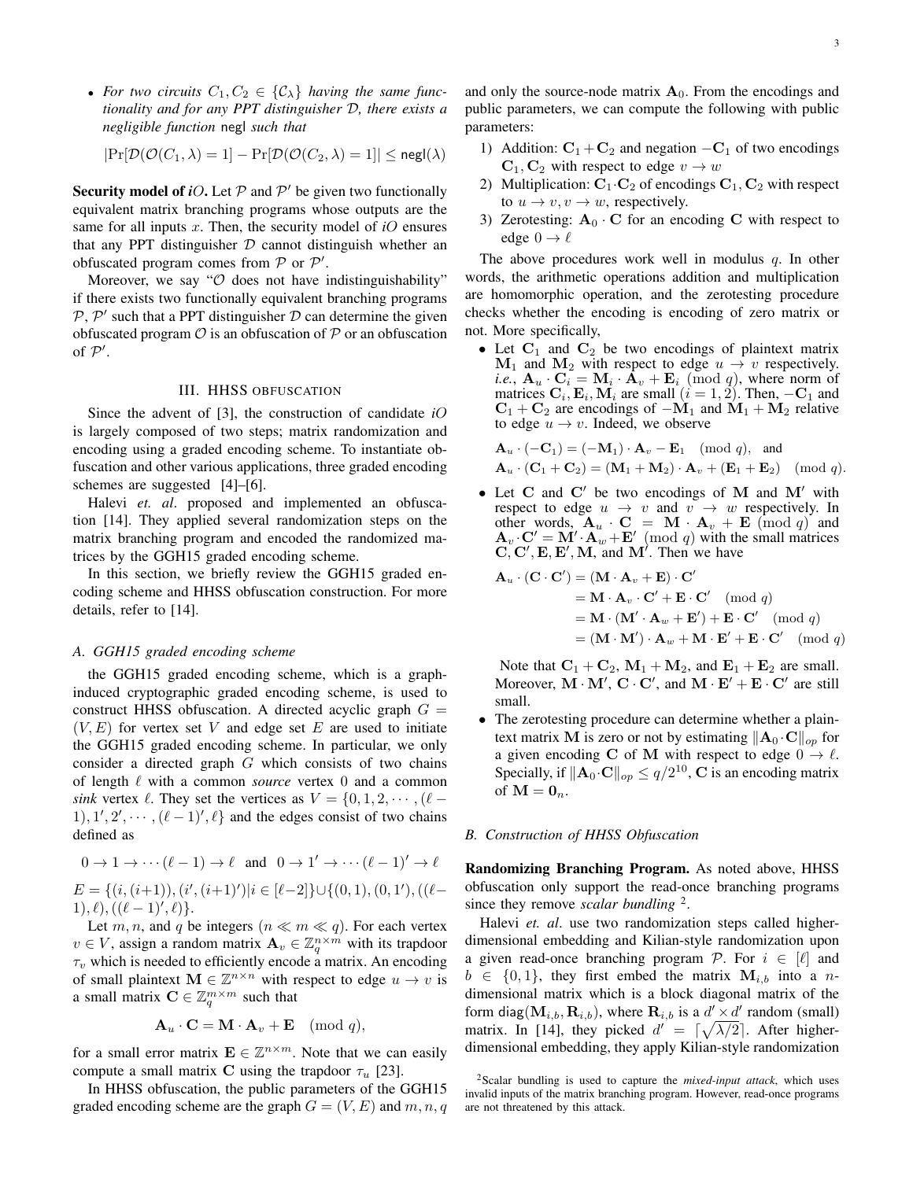- *For two circuits $C_1, C_2 \in \{\mathcal{C}_\lambda\}$ having the same functionality and for any PPT distinguisher $\mathcal{D}$, there exists a negligible function* negl *such that*

$$|\Pr[\mathcal{D}(\mathcal{O}(C_1, \lambda) = 1] - \Pr[\mathcal{D}(\mathcal{O}(C_2, \lambda) = 1]| \leq \mathsf{negl}(\lambda)$$

**Security model of *iO*.** Let $\mathcal{P}$ and $\mathcal{P}'$ be given two functionally equivalent matrix branching programs whose outputs are the same for all inputs $x$. Then, the security model of *iO* ensures that any PPT distinguisher $\mathcal{D}$ cannot distinguish whether an obfuscated program comes from $\mathcal{P}$ or $\mathcal{P}'$.

Moreover, we say "$\mathcal{O}$ does not have indistinguishability" if there exists two functionally equivalent branching programs $\mathcal{P}$, $\mathcal{P}'$ such that a PPT distinguisher $\mathcal{D}$ can determine the given obfuscated program $\mathcal{O}$ is an obfuscation of $\mathcal{P}$ or an obfuscation of $\mathcal{P}'$.

## III. HHSS OBFUSCATION

Since the advent of [3], the construction of candidate *iO* is largely composed of two steps; matrix randomization and encoding using a graded encoding scheme. To instantiate obfuscation and other various applications, three graded encoding schemes are suggested [4]–[6].

Halevi *et. al*. proposed and implemented an obfuscation [14]. They applied several randomization steps on the matrix branching program and encoded the randomized matrices by the GGH15 graded encoding scheme.

In this section, we briefly review the GGH15 graded encoding scheme and HHSS obfuscation construction. For more details, refer to [14].

### A. GGH15 graded encoding scheme

the GGH15 graded encoding scheme, which is a graph-induced cryptographic graded encoding scheme, is used to construct HHSS obfuscation. A directed acyclic graph $G = (V, E)$ for vertex set $V$ and edge set $E$ are used to initiate the GGH15 graded encoding scheme. In particular, we only consider a directed graph $G$ which consists of two chains of length $\ell$ with a common *source* vertex 0 and a common *sink* vertex $\ell$. They set the vertices as $V = \{0, 1, 2, \cdots, (\ell - 1), 1', 2', \cdots, (\ell-1)', \ell\}$ and the edges consist of two chains defined as

$$0 \to 1 \to \cdots (\ell - 1) \to \ell \quad \text{and} \quad 0 \to 1' \to \cdots (\ell-1)' \to \ell$$

$E = \{(i, (i+1)), (i', (i+1)') | i \in [\ell-2]\} \cup \{(0, 1), (0, 1'), ((\ell-1), \ell), ((\ell-1)', \ell)\}$.

Let $m, n$, and $q$ be integers ($n \ll m \ll q$). For each vertex $v \in V$, assign a random matrix $\mathbf{A}_v \in \mathbb{Z}_q^{n \times m}$ with its trapdoor $\tau_v$ which is needed to efficiently encode a matrix. An encoding of small plaintext $\mathbf{M} \in \mathbb{Z}^{n \times n}$ with respect to edge $u \to v$ is a small matrix $\mathbf{C} \in \mathbb{Z}_q^{m \times m}$ such that

$$\mathbf{A}_u \cdot \mathbf{C} = \mathbf{M} \cdot \mathbf{A}_v + \mathbf{E} \pmod q,$$

for a small error matrix $\mathbf{E} \in \mathbb{Z}^{n \times m}$. Note that we can easily compute a small matrix $\mathbf{C}$ using the trapdoor $\tau_u$ [23].

In HHSS obfuscation, the public parameters of the GGH15 graded encoding scheme are the graph $G = (V, E)$ and $m, n, q$ and only the source-node matrix $\mathbf{A}_0$. From the encodings and public parameters, we can compute the following with public parameters:

1) Addition: $\mathbf{C}_1 + \mathbf{C}_2$ and negation $-\mathbf{C}_1$ of two encodings $\mathbf{C}_1, \mathbf{C}_2$ with respect to edge $v \to w$
2) Multiplication: $\mathbf{C}_1 \cdot \mathbf{C}_2$ of encodings $\mathbf{C}_1, \mathbf{C}_2$ with respect to $u \to v, v \to w$, respectively.
3) Zerotesting: $\mathbf{A}_0 \cdot \mathbf{C}$ for an encoding $\mathbf{C}$ with respect to edge $0 \to \ell$

The above procedures work well in modulus $q$. In other words, the arithmetic operations addition and multiplication are homomorphic operation, and the zerotesting procedure checks whether the encoding is encoding of zero matrix or not. More specifically,

- Let $\mathbf{C}_1$ and $\mathbf{C}_2$ be two encodings of plaintext matrix $\mathbf{M}_1$ and $\mathbf{M}_2$ with respect to edge $u \to v$ respectively. *i.e.*, $\mathbf{A}_u \cdot \mathbf{C}_i = \mathbf{M}_i \cdot \mathbf{A}_v + \mathbf{E}_i \pmod q$, where norm of matrices $\mathbf{C}_i, \mathbf{E}_i, \mathbf{M}_i$ are small ($i = 1, 2$). Then, $-\mathbf{C}_1$ and $\mathbf{C}_1 + \mathbf{C}_2$ are encodings of $-\mathbf{M}_1$ and $\mathbf{M}_1 + \mathbf{M}_2$ relative to edge $u \to v$. Indeed, we observe

$$\mathbf{A}_u \cdot (-\mathbf{C}_1) = (-\mathbf{M}_1) \cdot \mathbf{A}_v - \mathbf{E}_1 \pmod q, \quad \text{and}$$
$$\mathbf{A}_u \cdot (\mathbf{C}_1 + \mathbf{C}_2) = (\mathbf{M}_1 + \mathbf{M}_2) \cdot \mathbf{A}_v + (\mathbf{E}_1 + \mathbf{E}_2) \pmod q.$$

- Let $\mathbf{C}$ and $\mathbf{C}'$ be two encodings of $\mathbf{M}$ and $\mathbf{M}'$ with respect to edge $u \to v$ and $v \to w$ respectively. In other words, $\mathbf{A}_u \cdot \mathbf{C} = \mathbf{M} \cdot \mathbf{A}_v + \mathbf{E} \pmod q$ and $\mathbf{A}_v \cdot \mathbf{C}' = \mathbf{M}' \cdot \mathbf{A}_w + \mathbf{E}' \pmod q$ with the small matrices $\mathbf{C}, \mathbf{C}', \mathbf{E}, \mathbf{E}', \mathbf{M}$, and $\mathbf{M}'$. Then we have

$$\begin{aligned}
\mathbf{A}_u \cdot (\mathbf{C} \cdot \mathbf{C}') &= (\mathbf{M} \cdot \mathbf{A}_v + \mathbf{E}) \cdot \mathbf{C}' \\
&= \mathbf{M} \cdot \mathbf{A}_v \cdot \mathbf{C}' + \mathbf{E} \cdot \mathbf{C}' \pmod q \\
&= \mathbf{M} \cdot (\mathbf{M}' \cdot \mathbf{A}_w + \mathbf{E}') + \mathbf{E} \cdot \mathbf{C}' \pmod q \\
&= (\mathbf{M} \cdot \mathbf{M}') \cdot \mathbf{A}_w + \mathbf{M} \cdot \mathbf{E}' + \mathbf{E} \cdot \mathbf{C}' \pmod q
\end{aligned}$$

Note that $\mathbf{C}_1 + \mathbf{C}_2$, $\mathbf{M}_1 + \mathbf{M}_2$, and $\mathbf{E}_1 + \mathbf{E}_2$ are small. Moreover, $\mathbf{M} \cdot \mathbf{M}'$, $\mathbf{C} \cdot \mathbf{C}'$, and $\mathbf{M} \cdot \mathbf{E}' + \mathbf{E} \cdot \mathbf{C}'$ are still small.

- The zerotesting procedure can determine whether a plaintext matrix $\mathbf{M}$ is zero or not by estimating $\|\mathbf{A}_0 \cdot \mathbf{C}\|_{op}$ for a given encoding $\mathbf{C}$ of $\mathbf{M}$ with respect to edge $0 \to \ell$. Specially, if $\|\mathbf{A}_0 \cdot \mathbf{C}\|_{op} \leq q/2^{10}$, $\mathbf{C}$ is an encoding matrix of $\mathbf{M} = \mathbf{0}_n$.

### B. Construction of HHSS Obfuscation

**Randomizing Branching Program.** As noted above, HHSS obfuscation only support the read-once branching programs since they remove *scalar bundling* [2].

Halevi *et. al*. use two randomization steps called higher-dimensional embedding and Kilian-style randomization upon a given read-once branching program $\mathcal{P}$. For $i \in [\ell]$ and $b \in \{0, 1\}$, they first embed the matrix $\mathbf{M}_{i,b}$ into a $n$-dimensional matrix which is a block diagonal matrix of the form $\mathsf{diag}(\mathbf{M}_{i,b}, \mathbf{R}_{i,b})$, where $\mathbf{R}_{i,b}$ is a $d' \times d'$ random (small) matrix. In [14], they picked $d' = \lceil \sqrt{\lambda/2} \rceil$. After higher-dimensional embedding, they apply Kilian-style randomization

[2] Scalar bundling is used to capture the *mixed-input attack*, which uses invalid inputs of the matrix branching program. However, read-once programs are not threatened by this attack.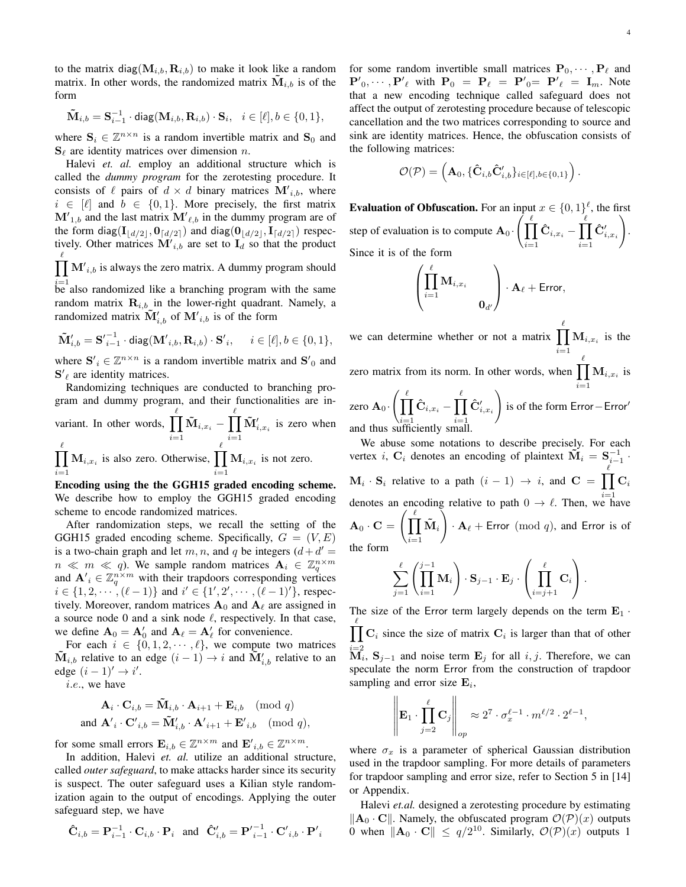to the matrix $\text{diag}(\mathbf{M}_{i,b}, \mathbf{R}_{i,b})$ to make it look like a random matrix. In other words, the randomized matrix $\tilde{\mathbf{M}}_{i,b}$ is of the form

$$\tilde{\mathbf{M}}_{i,b} = \mathbf{S}_{i-1}^{-1} \cdot \text{diag}(\mathbf{M}_{i,b}, \mathbf{R}_{i,b}) \cdot \mathbf{S}_i, \quad i \in [\ell], b \in \{0,1\},$$

where $\mathbf{S}_i \in \mathbb{Z}^{n \times n}$ is a random invertible matrix and $\mathbf{S}_0$ and $\mathbf{S}_\ell$ are identity matrices over dimension $n$.

Halevi *et. al.* employ an additional structure which is called the *dummy program* for the zerotesting procedure. It consists of $\ell$ pairs of $d \times d$ binary matrices $\mathbf{M'}_{i,b}$, where $i \in [\ell]$ and $b \in \{0,1\}$. More precisely, the first matrix $\mathbf{M'}_{1,b}$ and the last matrix $\mathbf{M'}_{\ell,b}$ in the dummy program are of the form $\text{diag}(\mathbf{I}_{\lfloor d/2 \rfloor}, \mathbf{0}_{\lceil d/2 \rceil})$ and $\text{diag}(\mathbf{0}_{\lfloor d/2 \rfloor}, \mathbf{I}_{\lceil d/2 \rceil})$ respectively. Other matrices $\mathbf{M'}_{i,b}$ are set to $\mathbf{I}_d$ so that the product $\prod_{i=1}^{\ell} \mathbf{M'}_{i,b}$ is always the zero matrix. A dummy program should be also randomized like a branching program with the same random matrix $\mathbf{R}_{i,b}$ in the lower-right quadrant. Namely, a randomized matrix $\tilde{\mathbf{M}}'_{i,b}$ of $\mathbf{M'}_{i,b}$ is of the form

$$\tilde{\mathbf{M}}'_{i,b} = \mathbf{S'}_{i-1}^{-1} \cdot \text{diag}(\mathbf{M'}_{i,b}, \mathbf{R}_{i,b}) \cdot \mathbf{S'}_i, \quad i \in [\ell], b \in \{0,1\},$$

where $\mathbf{S'}_i \in \mathbb{Z}^{n \times n}$ is a random invertible matrix and $\mathbf{S'}_0$ and $\mathbf{S'}_\ell$ are identity matrices.

Randomizing techniques are conducted to branching program and dummy program, and their functionalities are invariant. In other words, $\prod_{i=1}^{\ell} \tilde{\mathbf{M}}_{i,x_i} - \prod_{i=1}^{\ell} \tilde{\mathbf{M}}'_{i,x_i}$ is zero when $\prod_{i=1}^{\ell} \mathbf{M}_{i,x_i}$ is also zero. Otherwise, $\prod_{i=1}^{\ell} \mathbf{M}_{i,x_i}$ is not zero.

**Encoding using the the GGH15 graded encoding scheme.** We describe how to employ the GGH15 graded encoding scheme to encode randomized matrices.

After randomization steps, we recall the setting of the GGH15 graded encoding scheme. Specifically, $G = (V, E)$ is a two-chain graph and let $m, n$, and $q$ be integers ($d + d' = n \ll m \ll q$). We sample matrices $\mathbf{A}_i \in \mathbb{Z}_q^{n \times m}$ and $\mathbf{A'}_i \in \mathbb{Z}_q^{n \times m}$ with their trapdoors corresponding vertices $i \in \{1, 2, \cdots, (\ell - 1)\}$ and $i' \in \{1', 2', \cdots, (\ell-1)'\}$, respectively. Moreover, random matrices $\mathbf{A}_0$ and $\mathbf{A}_\ell$ are assigned in a source node 0 and a sink node $\ell$, respectively. In that case, we define $\mathbf{A}_0 = \mathbf{A}'_0$ and $\mathbf{A}_\ell = \mathbf{A}'_\ell$ for convenience.

For each $i \in \{0, 1, 2, \cdots, \ell\}$, we compute two matrices $\tilde{\mathbf{M}}_{i,b}$ relative to an edge $(i-1) \to i$ and $\tilde{\mathbf{M}}'_{i,b}$ relative to an edge $(i-1)' \to i'$.

*i.e.*, we have

$$\mathbf{A}_i \cdot \mathbf{C}_{i,b} = \tilde{\mathbf{M}}_{i,b} \cdot \mathbf{A}_{i+1} + \mathbf{E}_{i,b} \pmod q$$
$$\text{and } \mathbf{A'}_i \cdot \mathbf{C'}_{i,b} = \tilde{\mathbf{M}}'_{i,b} \cdot \mathbf{A'}_{i+1} + \mathbf{E'}_{i,b} \pmod q,$$

for some small errors $\mathbf{E}_{i,b} \in \mathbb{Z}^{n \times m}$ and $\mathbf{E'}_{i,b} \in \mathbb{Z}^{n \times m}$.

In addition, Halevi *et. al.* utilize an additional structure, called *outer safeguard*, to make attacks harder since its security is suspect. The outer safeguard uses a Kilian style randomization again to the output of encodings. Applying the outer safeguard step, we have

$$\hat{\mathbf{C}}_{i,b} = \mathbf{P}_{i-1}^{-1} \cdot \mathbf{C}_{i,b} \cdot \mathbf{P}_i \text{ and } \hat{\mathbf{C}}'_{i,b} = \mathbf{P'}_{i-1}^{-1} \cdot \mathbf{C'}_{i,b} \cdot \mathbf{P'}_i$$

for some random invertible small matrices $\mathbf{P}_0, \cdots, \mathbf{P}_\ell$ and $\mathbf{P'}_0, \cdots, \mathbf{P'}_\ell$ with $\mathbf{P}_0 = \mathbf{P}_\ell = \mathbf{P'}_0 = \mathbf{P'}_\ell = \mathbf{I}_m$. Note that a new encoding technique called safeguard does not affect the output of zerotesting procedure because of telescopic cancellation and the two matrices corresponding to source and sink are identity matrices. Hence, the obfuscation consists of the following matrices:

$$\mathcal{O}(\mathcal{P}) = \left( \mathbf{A}_0, \{\hat{\mathbf{C}}_{i,b} \hat{\mathbf{C}}'_{i,b}\}_{i \in [\ell], b \in \{0,1\}} \right).$$

**Evaluation of Obfuscation.** For an input $x \in \{0,1\}^\ell$, the first step of evaluation is to compute $\mathbf{A}_0 \cdot \left( \prod_{i=1}^{\ell} \hat{\mathbf{C}}_{i,x_i} - \prod_{i=1}^{\ell} \hat{\mathbf{C}}'_{i,x_i} \right)$. Since it is of the form

$$\begin{pmatrix} \prod_{i=1}^{\ell} \mathbf{M}_{i,x_i} & \\ & \mathbf{0}_{d'} \end{pmatrix} \cdot \mathbf{A}_\ell + \text{Error},$$

we can determine whether or not a matrix $\prod_{i=1}^{\ell} \mathbf{M}_{i,x_i}$ is the zero matrix from its norm. In other words, when $\prod_{i=1}^{\ell} \mathbf{M}_{i,x_i}$ is zero $\mathbf{A}_0 \cdot \left( \prod_{i=1}^{\ell} \hat{\mathbf{C}}_{i,x_i} - \prod_{i=1}^{\ell} \hat{\mathbf{C}}'_{i,x_i} \right)$ is of the form $\text{Error} - \text{Error}'$ and thus sufficiently small.

We abuse some notations to describe precisely. For each vertex $i$, $\mathbf{C}_i$ denotes an encoding of plaintext $\tilde{\mathbf{M}}_i = \mathbf{S}_{i-1}^{-1} \cdot \mathbf{M}_i \cdot \mathbf{S}_i$ relative to a path $(i-1) \to i$, and $\mathbf{C} = \prod_{i=1}^{\ell} \mathbf{C}_i$ denotes an encoding relative to path $0 \to \ell$. Then, we have $\mathbf{A}_0 \cdot \mathbf{C} = \left( \prod_{i=1}^{\ell} \tilde{\mathbf{M}}_i \right) \cdot \mathbf{A}_\ell + \text{Error} \pmod q$, and Error is of the form

$$\sum_{j=1}^{\ell} \left( \prod_{i=1}^{j-1} \mathbf{M}_i \right) \cdot \mathbf{S}_{j-1} \cdot \mathbf{E}_j \cdot \left( \prod_{i=j+1}^{\ell} \mathbf{C}_i \right).$$

The size of the Error term largely depends on the term $\mathbf{E}_1 \cdot \prod_{i=2}^{\ell} \mathbf{C}_i$ since the size of matrix $\mathbf{C}_i$ is larger than that of other $\tilde{\mathbf{M}}_i$, $\mathbf{S}_{j-1}$ and noise term $\mathbf{E}_j$ for all $i, j$. Therefore, we can speculate the norm Error from the construction of trapdoor sampling and error size $\mathbf{E}_i$,

$$\left\| \mathbf{E}_1 \cdot \prod_{j=2}^{\ell} \mathbf{C}_j \right\|_{op} \approx 2^7 \cdot \sigma_x^{\ell-1} \cdot m^{\ell/2} \cdot 2^{\ell-1},$$

where $\sigma_x$ is a parameter of spherical Gaussian distribution used in the trapdoor sampling. For more details of parameters for trapdoor sampling and error size, refer to Section 5 in [14] or Appendix.

Halevi *et.al.* designed a zerotesting procedure by estimating $\|\mathbf{A}_0 \cdot \mathbf{C}\|$. Namely, the obfuscated program $\mathcal{O}(\mathcal{P})(x)$ outputs 0 when $\|\mathbf{A}_0 \cdot \mathbf{C}\| \leq q/2^{10}$. Similarly, $\mathcal{O}(\mathcal{P})(x)$ outputs 1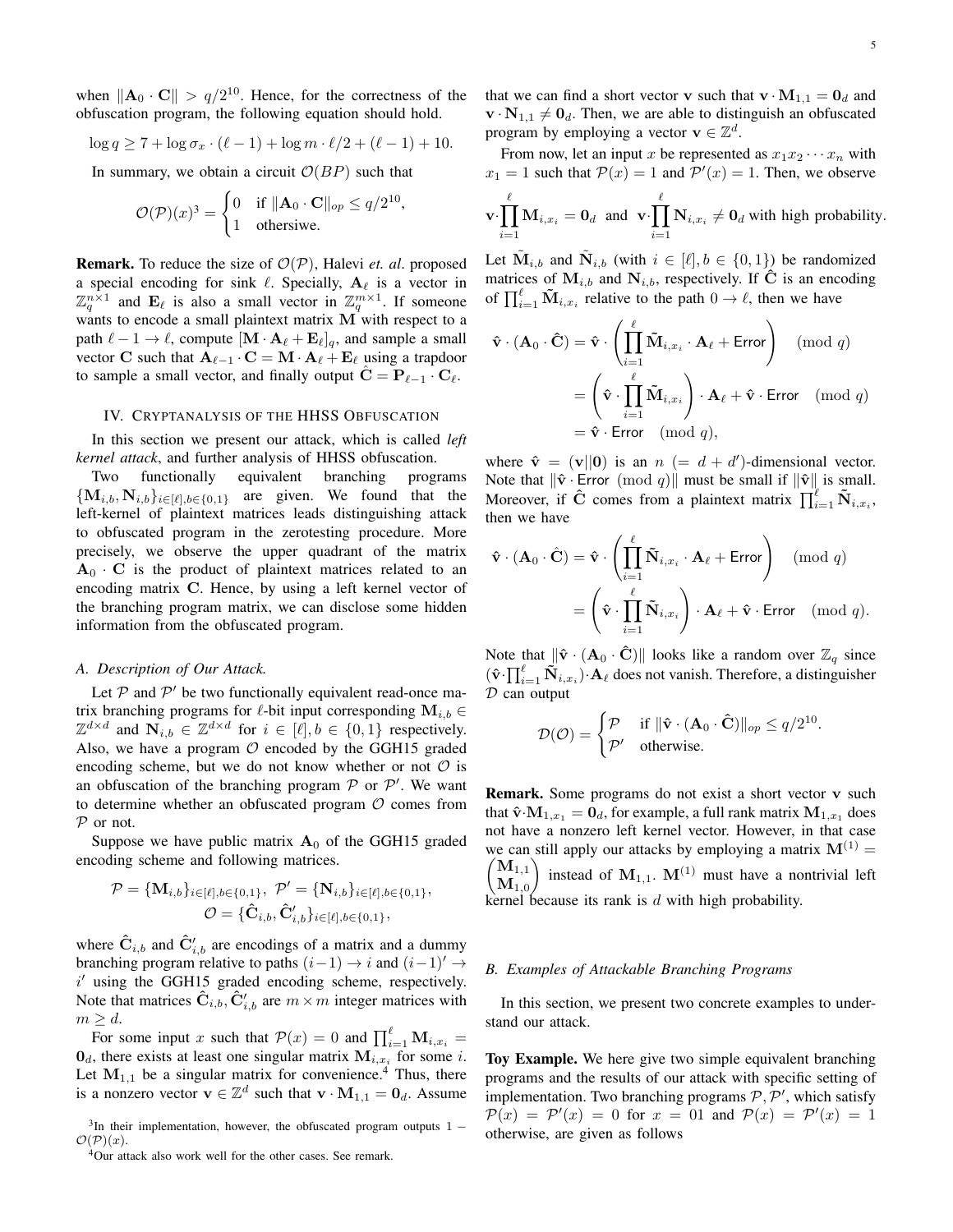when $\|\mathbf{A}_0 \cdot \mathbf{C}\| > q/2^{10}$. Hence, for the correctness of the obfuscation program, the following equation should hold.

$$\log q \geq 7 + \log \sigma_x \cdot (\ell - 1) + \log m \cdot \ell/2 + (\ell - 1) + 10.$$

In summary, we obtain a circuit $\mathcal{O}(BP)$ such that

$$\mathcal{O}(\mathcal{P})(x)^3 = \begin{cases} 0 & \text{if } \|\mathbf{A}_0 \cdot \mathbf{C}\|_{op} \leq q/2^{10}, \\ 1 & \text{othersiwe.} \end{cases}$$

**Remark.** To reduce the size of $\mathcal{O}(\mathcal{P})$, Halevi *et. al*. proposed a special encoding for sink $\ell$. Specially, $\mathbf{A}_\ell$ is a vector in $\mathbb{Z}_q^{n\times 1}$ and $\mathbf{E}_\ell$ is also a small vector in $\mathbb{Z}_q^{m\times 1}$. If someone wants to encode a small plaintext matrix $\mathbf{M}$ with respect to a path $\ell - 1 \rightarrow \ell$, compute $[\mathbf{M} \cdot \mathbf{A}_\ell + \mathbf{E}_\ell]_q$, and sample a small vector $\mathbf{C}$ such that $\mathbf{A}_{\ell-1} \cdot \mathbf{C} = \mathbf{M} \cdot \mathbf{A}_\ell + \mathbf{E}_\ell$ using a trapdoor to sample a small vector, and finally output $\hat{\mathbf{C}} = \mathbf{P}_{\ell-1} \cdot \mathbf{C}_\ell$.

## IV. Cryptanalysis of the HHSS Obfuscation

In this section we present our attack, which is called *left kernel attack*, and further analysis of HHSS obfuscation.

Two functionally equivalent branching programs $\{\mathbf{M}_{i,b}, \mathbf{N}_{i,b}\}_{i\in[\ell],b\in\{0,1\}}$ are given. We found that the left-kernel of plaintext matrices leads distinguishing attack to obfuscated program in the zerotesting procedure. More precisely, we observe the upper quadrant of the matrix $\mathbf{A}_0 \cdot \mathbf{C}$ is the product of plaintext matrices related to an encoding matrix $\mathbf{C}$. Hence, by using a left kernel vector of the branching program matrix, we can disclose some hidden information from the obfuscated program.

### A. Description of Our Attack.

Let $\mathcal{P}$ and $\mathcal{P}'$ be two functionally equivalent read-once matrix branching programs for $\ell$-bit input corresponding $\mathbf{M}_{i,b} \in \mathbb{Z}^{d\times d}$ and $\mathbf{N}_{i,b} \in \mathbb{Z}^{d\times d}$ for $i \in [\ell], b \in \{0, 1\}$ respectively. Also, we have a program $\mathcal{O}$ encoded by the GGH15 graded encoding scheme, but we do not know whether or not $\mathcal{O}$ is an obfuscation of the branching program $\mathcal{P}$ or $\mathcal{P}'$. We want to determine whether an obfuscated program $\mathcal{O}$ comes from $\mathcal{P}$ or not.

Suppose we have public matrix $\mathbf{A}_0$ of the GGH15 graded encoding scheme and following matrices.

$$\mathcal{P} = \{\mathbf{M}_{i,b}\}_{i\in[\ell],b\in\{0,1\}},\ \mathcal{P}' = \{\mathbf{N}_{i,b}\}_{i\in[\ell],b\in\{0,1\}}, \\ \mathcal{O} = \{\hat{\mathbf{C}}_{i,b}, \hat{\mathbf{C}}'_{i,b}\}_{i\in[\ell],b\in\{0,1\}},$$

where $\hat{\mathbf{C}}_{i,b}$ and $\hat{\mathbf{C}}'_{i,b}$ are encodings of a matrix and a dummy branching program relative to paths $(i-1) \rightarrow i$ and $(i-1)' \rightarrow i'$ using the GGH15 graded encoding scheme, respectively. Note that matrices $\hat{\mathbf{C}}_{i,b}, \hat{\mathbf{C}}'_{i,b}$ are $m \times m$ integer matrices with $m \geq d$.

For some input $x$ such that $\mathcal{P}(x) = 0$ and $\prod_{i=1}^{\ell} \mathbf{M}_{i,x_i} = \mathbf{0}_d$, there exists at least one singular matrix $\mathbf{M}_{i,x_i}$ for some $i$. Let $\mathbf{M}_{1,1}$ be a singular matrix for convenience.[4] Thus, there is a nonzero vector $\mathbf{v} \in \mathbb{Z}^d$ such that $\mathbf{v} \cdot \mathbf{M}_{1,1} = \mathbf{0}_d$. Assume that we can find a short vector $\mathbf{v}$ such that $\mathbf{v} \cdot \mathbf{M}_{1,1} = \mathbf{0}_d$ and $\mathbf{v} \cdot \mathbf{N}_{1,1} \neq \mathbf{0}_d$. Then, we are able to distinguish an obfuscated program by employing a vector $\mathbf{v} \in \mathbb{Z}^d$.

From now, let an input $x$ be represented as $x_1x_2\cdots x_n$ with $x_1 = 1$ such that $\mathcal{P}(x) = 1$ and $\mathcal{P}'(x) = 1$. Then, we observe

$$\mathbf{v}\cdot\prod_{i=1}^{\ell} \mathbf{M}_{i,x_i} = \mathbf{0}_d \text{ and } \mathbf{v}\cdot\prod_{i=1}^{\ell} \mathbf{N}_{i,x_i} \neq \mathbf{0}_d \text{ with high probability.}$$

Let $\tilde{\mathbf{M}}_{i,b}$ and $\tilde{\mathbf{N}}_{i,b}$ (with $i \in [\ell], b \in \{0, 1\}$) be randomized matrices of $\mathbf{M}_{i,b}$ and $\mathbf{N}_{i,b}$, respectively. If $\hat{\mathbf{C}}$ is an encoding of $\prod_{i=1}^{\ell} \tilde{\mathbf{M}}_{i,x_i}$ relative to the path $0 \rightarrow \ell$, then we have

$$\begin{aligned} \hat{\mathbf{v}} \cdot (\mathbf{A}_0 \cdot \hat{\mathbf{C}}) &= \hat{\mathbf{v}} \cdot \left(\prod_{i=1}^{\ell} \tilde{\mathbf{M}}_{i,x_i} \cdot \mathbf{A}_\ell + \mathsf{Error}\right) \pmod q \\ &= \left(\hat{\mathbf{v}} \cdot \prod_{i=1}^{\ell} \tilde{\mathbf{M}}_{i,x_i}\right) \cdot \mathbf{A}_\ell + \hat{\mathbf{v}} \cdot \mathsf{Error} \pmod q \\ &= \hat{\mathbf{v}} \cdot \mathsf{Error} \pmod q, \end{aligned}$$

where $\hat{\mathbf{v}} = (\mathbf{v}\|\mathbf{0})$ is an $n$ $(= d + d')$-dimensional vector. Note that $\|\hat{\mathbf{v}} \cdot \mathsf{Error} \pmod q\|$ must be small if $\|\hat{\mathbf{v}}\|$ is small. Moreover, if $\hat{\mathbf{C}}$ comes from a plaintext matrix $\prod_{i=1}^{\ell} \tilde{\mathbf{N}}_{i,x_i}$, then we have

$$\begin{aligned} \hat{\mathbf{v}} \cdot (\mathbf{A}_0 \cdot \hat{\mathbf{C}}) &= \hat{\mathbf{v}} \cdot \left(\prod_{i=1}^{\ell} \tilde{\mathbf{N}}_{i,x_i} \cdot \mathbf{A}_\ell + \mathsf{Error}\right) \pmod q \\ &= \left(\hat{\mathbf{v}} \cdot \prod_{i=1}^{\ell} \tilde{\mathbf{N}}_{i,x_i}\right) \cdot \mathbf{A}_\ell + \hat{\mathbf{v}} \cdot \mathsf{Error} \pmod q. \end{aligned}$$

Note that $\|\hat{\mathbf{v}} \cdot (\mathbf{A}_0 \cdot \hat{\mathbf{C}})\|$ looks like a random over $\mathbb{Z}_q$ since $(\hat{\mathbf{v}}\cdot\prod_{i=1}^{\ell} \tilde{\mathbf{N}}_{i,x_i})\cdot\mathbf{A}_\ell$ does not vanish. Therefore, a distinguisher $\mathcal{D}$ can output

$$\mathcal{D}(\mathcal{O}) = \begin{cases} \mathcal{P} & \text{if } \|\hat{\mathbf{v}} \cdot (\mathbf{A}_0 \cdot \hat{\mathbf{C}})\|_{op} \leq q/2^{10}. \\ \mathcal{P}' & \text{otherwise.} \end{cases}$$

**Remark.** Some programs do not exist a short vector $\mathbf{v}$ such that $\hat{\mathbf{v}}\cdot\mathbf{M}_{1,x_1} = \mathbf{0}_d$, for example, a full rank matrix $\mathbf{M}_{1,x_1}$ does not have a nonzero left kernel vector. However, in that case we can still apply our attacks by employing a matrix $\mathbf{M}^{(1)} = \begin{pmatrix} \mathbf{M}_{1,1} \\ \mathbf{M}_{1,0} \end{pmatrix}$ instead of $\mathbf{M}_{1,1}$. $\mathbf{M}^{(1)}$ must have a nontrivial left kernel because its rank is $d$ with high probability.

### B. Examples of Attackable Branching Programs

In this section, we present two concrete examples to understand our attack.

**Toy Example.** We here give two simple equivalent branching programs and the results of our attack with specific setting of implementation. Two branching programs $\mathcal{P}, \mathcal{P}'$, which satisfy $\mathcal{P}(x) = \mathcal{P}'(x) = 0$ for $x = 01$ and $\mathcal{P}(x) = \mathcal{P}'(x) = 1$ otherwise, are given as follows

---

[3] In their implementation, however, the obfuscated program outputs $1 - \mathcal{O}(\mathcal{P})(x)$.

[4] Our attack also work well for the other cases. See remark.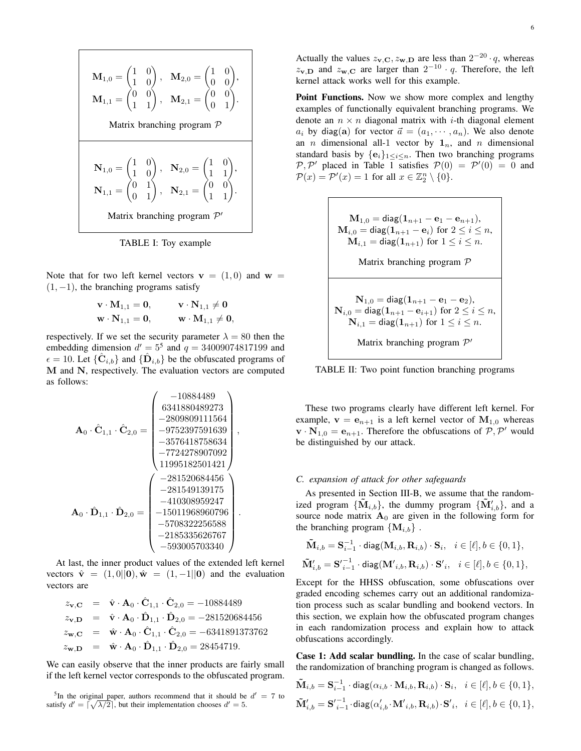$$\mathbf{M}_{1,0} = \begin{pmatrix} 1 & 0 \\ 1 & 0 \end{pmatrix}, \quad \mathbf{M}_{2,0} = \begin{pmatrix} 1 & 0 \\ 0 & 0 \end{pmatrix},$$
$$\mathbf{M}_{1,1} = \begin{pmatrix} 0 & 0 \\ 1 & 1 \end{pmatrix}, \quad \mathbf{M}_{2,1} = \begin{pmatrix} 0 & 0 \\ 0 & 1 \end{pmatrix}.$$

Matrix branching program $\mathcal{P}$

$$\mathbf{N}_{1,0} = \begin{pmatrix} 1 & 0 \\ 1 & 0 \end{pmatrix}, \quad \mathbf{N}_{2,0} = \begin{pmatrix} 1 & 0 \\ 1 & 1 \end{pmatrix},$$
$$\mathbf{N}_{1,1} = \begin{pmatrix} 0 & 1 \\ 0 & 1 \end{pmatrix}, \quad \mathbf{N}_{2,1} = \begin{pmatrix} 0 & 0 \\ 1 & 1 \end{pmatrix}.$$

Matrix branching program $\mathcal{P}'$

TABLE I: Toy example

Note that for two left kernel vectors $\mathbf{v} = (1, 0)$ and $\mathbf{w} = (1, -1)$, the branching programs satisfy

$$\mathbf{v} \cdot \mathbf{M}_{1,1} = \mathbf{0}, \qquad \mathbf{v} \cdot \mathbf{N}_{1,1} \neq \mathbf{0}$$
$$\mathbf{w} \cdot \mathbf{N}_{1,1} = \mathbf{0}, \qquad \mathbf{w} \cdot \mathbf{M}_{1,1} \neq \mathbf{0},$$

respectively. If we set the security parameter $\lambda = 80$ then the embedding dimension $d' = 5$[5] and $q = 34009074817199$ and $\epsilon = 10$. Let $\{\hat{\mathbf{C}}_{i,b}\}$ and $\{\hat{\mathbf{D}}_{i,b}\}$ be the obfuscated programs of $\mathbf{M}$ and $\mathbf{N}$, respectively. The evaluation vectors are computed as follows:

$$\mathbf{A}_0 \cdot \hat{\mathbf{C}}_{1,1} \cdot \hat{\mathbf{C}}_{2,0} = \begin{pmatrix} -10884489 \\ 6341880489273 \\ -2809809111564 \\ -9752397591639 \\ -3576418758634 \\ -7724278907092 \\ 11995182501421 \end{pmatrix},$$

$$\mathbf{A}_0 \cdot \hat{\mathbf{D}}_{1,1} \cdot \hat{\mathbf{D}}_{2,0} = \begin{pmatrix} -281520684456 \\ -281549139175 \\ -410308959247 \\ -15011968960796 \\ -5708322256588 \\ -2185335626767 \\ -593005703340 \end{pmatrix}.$$

At last, the inner product values of the extended left kernel vectors $\hat{\mathbf{v}} = (1, 0||\mathbf{0}), \hat{\mathbf{w}} = (1, -1||\mathbf{0})$ and the evaluation vectors are

$$\begin{aligned}
z_{\mathbf{v},\mathbf{C}} &= \hat{\mathbf{v}} \cdot \mathbf{A}_0 \cdot \hat{\mathbf{C}}_{1,1} \cdot \hat{\mathbf{C}}_{2,0} = -10884489 \\
z_{\mathbf{v},\mathbf{D}} &= \hat{\mathbf{v}} \cdot \mathbf{A}_0 \cdot \hat{\mathbf{D}}_{1,1} \cdot \hat{\mathbf{D}}_{2,0} = -281520684456 \\
z_{\mathbf{w},\mathbf{C}} &= \hat{\mathbf{w}} \cdot \mathbf{A}_0 \cdot \hat{\mathbf{C}}_{1,1} \cdot \hat{\mathbf{C}}_{2,0} = -6341891373762 \\
z_{\mathbf{w},\mathbf{D}} &= \hat{\mathbf{w}} \cdot \mathbf{A}_0 \cdot \hat{\mathbf{D}}_{1,1} \cdot \hat{\mathbf{D}}_{2,0} = 28454719.
\end{aligned}$$

We can easily observe that the inner products are fairly small if the left kernel vector corresponds to the obfuscated program. Actually the values $z_{\mathbf{v},\mathbf{C}}, z_{\mathbf{w},\mathbf{D}}$ are less than $2^{-20} \cdot q$, whereas $z_{\mathbf{v},\mathbf{D}}$ and $z_{\mathbf{w},\mathbf{C}}$ are larger than $2^{-10} \cdot q$. Therefore, the left kernel attack works well for this example.

[5] In the original paper, authors recommend that it should be $d' = 7$ to satisfy $d' = \lceil \sqrt{\lambda/2} \rceil$, but their implementation chooses $d' = 5$.

**Point Functions.** Now we show more complex and lengthy examples of functionally equivalent branching programs. We denote an $n \times n$ diagonal matrix with $i$-th diagonal element $a_i$ by $\mathsf{diag}(\mathbf{a})$ for vector $\vec{a} = (a_1, \cdots, a_n)$. We also denote an $n$ dimensional all-1 vector by $\mathbf{1}_n$, and $n$ dimensional standard basis by $\{\mathbf{e}_i\}_{1 \leq i \leq n}$. Then two branching programs $\mathcal{P}, \mathcal{P}'$ placed in Table 1 satisfies $\mathcal{P}(0) = \mathcal{P}'(0) = 0$ and $\mathcal{P}(x) = \mathcal{P}'(x) = 1$ for all $x \in \mathbb{Z}_2^n \setminus \{0\}$.

$$\mathbf{M}_{1,0} = \mathsf{diag}(\mathbf{1}_{n+1} - \mathbf{e}_1 - \mathbf{e}_{n+1}),$$
$$\mathbf{M}_{i,0} = \mathsf{diag}(\mathbf{1}_{n+1} - \mathbf{e}_i) \text{ for } 2 \leq i \leq n,$$
$$\mathbf{M}_{i,1} = \mathsf{diag}(\mathbf{1}_{n+1}) \text{ for } 1 \leq i \leq n.$$

Matrix branching program $\mathcal{P}$

$$\mathbf{N}_{1,0} = \mathsf{diag}(\mathbf{1}_{n+1} - \mathbf{e}_1 - \mathbf{e}_2),$$
$$\mathbf{N}_{i,0} = \mathsf{diag}(\mathbf{1}_{n+1} - \mathbf{e}_{i+1}) \text{ for } 2 \leq i \leq n,$$
$$\mathbf{N}_{i,1} = \mathsf{diag}(\mathbf{1}_{n+1}) \text{ for } 1 \leq i \leq n.$$

Matrix branching program $\mathcal{P}'$

TABLE II: Two point function branching programs

These two programs clearly have different left kernel. For example, $\mathbf{v} = \mathbf{e}_{n+1}$ is a left kernel vector of $\mathbf{M}_{1,0}$ whereas $\mathbf{v} \cdot \mathbf{N}_{1,0} = \mathbf{e}_{n+1}$. Therefore the obfuscations of $\mathcal{P}, \mathcal{P}'$ would be distinguished by our attack.

### C. expansion of attack for other safeguards

As presented in Section III-B, we assume that the randomized program $\{\tilde{\mathbf{M}}_{i,b}\}$, the dummy program $\{\tilde{\mathbf{M}}'_{i,b}\}$, and a source node matrix $\mathbf{A}_0$ are given in the following form for the branching program $\{\mathbf{M}_{i,b}\}$ .

$$\tilde{\mathbf{M}}_{i,b} = \mathbf{S}_{i-1}^{-1} \cdot \mathsf{diag}(\mathbf{M}_{i,b}, \mathbf{R}_{i,b}) \cdot \mathbf{S}_i, \quad i \in [\ell], b \in \{0, 1\},$$
$$\tilde{\mathbf{M}}'_{i,b} = {\mathbf{S}'}_{i-1}^{-1} \cdot \mathsf{diag}({\mathbf{M}'}_{i,b}, \mathbf{R}_{i,b}) \cdot {\mathbf{S}'}_i, \quad i \in [\ell], b \in \{0, 1\},$$

Except for the HHSS obfuscation, some obfuscations over graded encoding schemes carry out an additional randomization process such as scalar bundling and bookend vectors. In this section, we explain how the obfuscated program changes in each randomization process and explain how to attack obfuscations accordingly.

**Case 1: Add scalar bundling.** In the case of scalar bundling, the randomization of branching program is changed as follows.

$$\tilde{\mathbf{M}}_{i,b} = \mathbf{S}_{i-1}^{-1} \cdot \mathsf{diag}(\alpha_{i,b} \cdot \mathbf{M}_{i,b}, \mathbf{R}_{i,b}) \cdot \mathbf{S}_i, \quad i \in [\ell], b \in \{0, 1\},$$
$$\tilde{\mathbf{M}}'_{i,b} = {\mathbf{S}'}_{i-1}^{-1} \cdot \mathsf{diag}(\alpha'_{i,b} \cdot {\mathbf{M}'}_{i,b}, \mathbf{R}_{i,b}) \cdot {\mathbf{S}'}_i, \quad i \in [\ell], b \in \{0, 1\},$$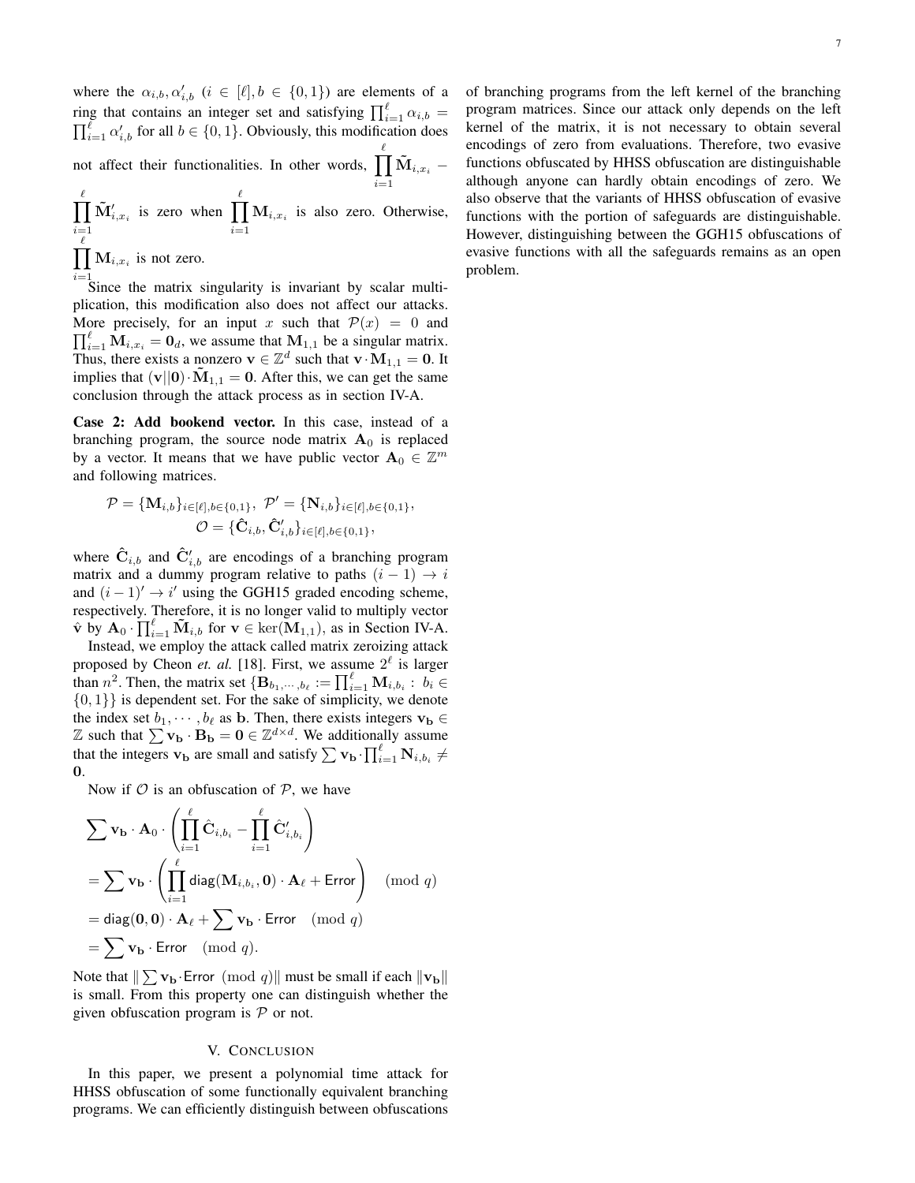where the $\alpha_{i,b}, \alpha'_{i,b}$ ($i \in [\ell], b \in \{0,1\}$) are elements of a ring that contains an integer set and satisfying $\prod_{i=1}^{\ell} \alpha_{i,b} = \prod_{i=1}^{\ell} \alpha'_{i,b}$ for all $b \in \{0,1\}$. Obviously, this modification does not affect their functionalities. In other words, $\prod_{i=1}^{\ell} \tilde{\mathbf{M}}_{i,x_i} - \prod_{i=1}^{\ell} \tilde{\mathbf{M}}'_{i,x_i}$ is zero when $\prod_{i=1}^{\ell} \mathbf{M}_{i,x_i}$ is also zero. Otherwise, $\prod_{i=1}^{\ell} \mathbf{M}_{i,x_i}$ is not zero.

Since the matrix singularity is invariant by scalar multiplication, this modification also does not affect our attacks. More precisely, for an input $x$ such that $\mathcal{P}(x) = 0$ and $\prod_{i=1}^{\ell} \mathbf{M}_{i,x_i} = \mathbf{0}_d$, we assume that $\mathbf{M}_{1,1}$ be a singular matrix. Thus, there exists a nonzero $\mathbf{v} \in \mathbb{Z}^d$ such that $\mathbf{v} \cdot \mathbf{M}_{1,1} = \mathbf{0}$. It implies that $(\mathbf{v}||\mathbf{0}) \cdot \tilde{\mathbf{M}}_{1,1} = \mathbf{0}$. After this, we can get the same conclusion through the attack process as in section IV-A.

**Case 2: Add bookend vector.** In this case, instead of a branching program, the source node matrix $\mathbf{A}_0$ is replaced by a vector. It means that we have public vector $\mathbf{A}_0 \in \mathbb{Z}^m$ and following matrices.

$$\mathcal{P} = \{\mathbf{M}_{i,b}\}_{i\in[\ell],b\in\{0,1\}},\ \mathcal{P}' = \{\mathbf{N}_{i,b}\}_{i\in[\ell],b\in\{0,1\}},$$
$$\mathcal{O} = \{\hat{\mathbf{C}}_{i,b}, \hat{\mathbf{C}}'_{i,b}\}_{i\in[\ell],b\in\{0,1\}},$$

where $\hat{\mathbf{C}}_{i,b}$ and $\hat{\mathbf{C}}'_{i,b}$ are encodings of a branching program matrix and a dummy program relative to paths $(i-1) \to i$ and $(i-1)' \to i'$ using the GGH15 graded encoding scheme, respectively. Therefore, it is no longer valid to multiply vector $\hat{\mathbf{v}}$ by $\mathbf{A}_0 \cdot \prod_{i=1}^{\ell} \tilde{\mathbf{M}}_{i,b}$ for $\mathbf{v} \in \ker(\mathbf{M}_{1,1})$, as in Section IV-A.

Instead, we employ the attack called matrix zeroizing attack proposed by Cheon *et. al.* [18]. First, we assume $2^\ell$ is larger than $n^2$. Then, the matrix set $\{\mathbf{B}_{b_1,\cdots,b_\ell} := \prod_{i=1}^{\ell} \mathbf{M}_{i,b_i} :\ b_i \in \{0,1\}\}$ is dependent set. For the sake of simplicity, we denote the index set $b_1, \cdots, b_\ell$ as $\mathbf{b}$. Then, there exists integers $\mathbf{v_b} \in \mathbb{Z}$ such that $\sum \mathbf{v_b} \cdot \mathbf{B_b} = \mathbf{0} \in \mathbb{Z}^{d\times d}$. We additionally assume that the integers $\mathbf{v_b}$ are small and satisfy $\sum \mathbf{v_b} \cdot \prod_{i=1}^{\ell} \mathbf{N}_{i,b_i} \neq \mathbf{0}$.

Now if $\mathcal{O}$ is an obfuscation of $\mathcal{P}$, we have

$$\begin{aligned}
&\sum \mathbf{v_b} \cdot \mathbf{A}_0 \cdot \left( \prod_{i=1}^{\ell} \hat{\mathbf{C}}_{i,b_i} - \prod_{i=1}^{\ell} \hat{\mathbf{C}}'_{i,b_i} \right) \\
&= \sum \mathbf{v_b} \cdot \left( \prod_{i=1}^{\ell} \mathsf{diag}(\mathbf{M}_{i,b_i}, \mathbf{0}) \cdot \mathbf{A}_\ell + \mathsf{Error} \right) \pmod q \\
&= \mathsf{diag}(\mathbf{0}, \mathbf{0}) \cdot \mathbf{A}_\ell + \sum \mathbf{v_b} \cdot \mathsf{Error} \pmod q \\
&= \sum \mathbf{v_b} \cdot \mathsf{Error} \pmod q.
\end{aligned}$$

Note that $\| \sum \mathbf{v_b} \cdot \mathsf{Error} \pmod q \|$ must be small if each $\|\mathbf{v_b}\|$ is small. From this property one can distinguish whether the given obfuscation program is $\mathcal{P}$ or not.

## V. Conclusion

In this paper, we present a polynomial time attack for HHSS obfuscation of some functionally equivalent branching programs. We can efficiently distinguish between obfuscations of branching programs from the left kernel of the branching program matrices. Since our attack only depends on the left kernel of the matrix, it is not necessary to obtain several encodings of zero from evaluations. Therefore, two evasive functions obfuscated by HHSS obfuscation are distinguishable although anyone can hardly obtain encodings of zero. We also observe that the variants of HHSS obfuscation of evasive functions with the portion of safeguards are distinguishable. However, distinguishing between the GGH15 obfuscations of evasive functions with all the safeguards remains as an open problem.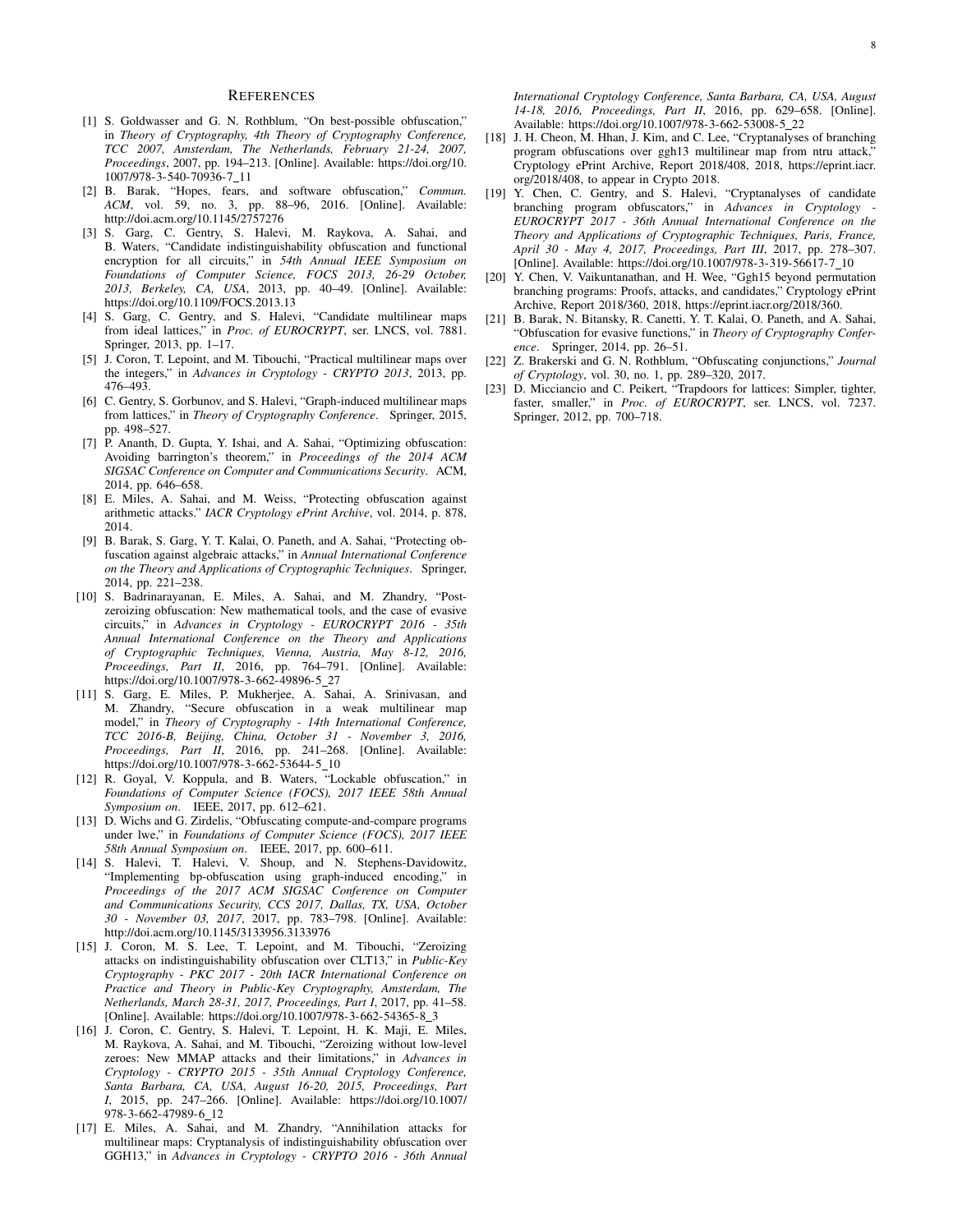## References

[1] S. Goldwasser and G. N. Rothblum, "On best-possible obfuscation," in *Theory of Cryptography, 4th Theory of Cryptography Conference, TCC 2007, Amsterdam, The Netherlands, February 21-24, 2007, Proceedings*, 2007, pp. 194–213. [Online]. Available: https://doi.org/10.1007/978-3-540-70936-7_11

[2] B. Barak, "Hopes, fears, and software obfuscation," *Commun. ACM*, vol. 59, no. 3, pp. 88–96, 2016. [Online]. Available: http://doi.acm.org/10.1145/2757276

[3] S. Garg, C. Gentry, S. Halevi, M. Raykova, A. Sahai, and B. Waters, "Candidate indistinguishability obfuscation and functional encryption for all circuits," in *54th Annual IEEE Symposium on Foundations of Computer Science, FOCS 2013, 26-29 October, 2013, Berkeley, CA, USA*, 2013, pp. 40–49. [Online]. Available: https://doi.org/10.1109/FOCS.2013.13

[4] S. Garg, C. Gentry, and S. Halevi, "Candidate multilinear maps from ideal lattices," in *Proc. of EUROCRYPT*, ser. LNCS, vol. 7881. Springer, 2013, pp. 1–17.

[5] J. Coron, T. Lepoint, and M. Tibouchi, "Practical multilinear maps over the integers," in *Advances in Cryptology - CRYPTO 2013*, 2013, pp. 476–493.

[6] C. Gentry, S. Gorbunov, and S. Halevi, "Graph-induced multilinear maps from lattices," in *Theory of Cryptography Conference*. Springer, 2015, pp. 498–527.

[7] P. Ananth, D. Gupta, Y. Ishai, and A. Sahai, "Optimizing obfuscation: Avoiding barrington's theorem," in *Proceedings of the 2014 ACM SIGSAC Conference on Computer and Communications Security*. ACM, 2014, pp. 646–658.

[8] E. Miles, A. Sahai, and M. Weiss, "Protecting obfuscation against arithmetic attacks." *IACR Cryptology ePrint Archive*, vol. 2014, p. 878, 2014.

[9] B. Barak, S. Garg, Y. T. Kalai, O. Paneth, and A. Sahai, "Protecting obfuscation against algebraic attacks," in *Annual International Conference on the Theory and Applications of Cryptographic Techniques*. Springer, 2014, pp. 221–238.

[10] S. Badrinarayanan, E. Miles, A. Sahai, and M. Zhandry, "Post-zeroizing obfuscation: New mathematical tools, and the case of evasive circuits," in *Advances in Cryptology - EUROCRYPT 2016 - 35th Annual International Conference on the Theory and Applications of Cryptographic Techniques, Vienna, Austria, May 8-12, 2016, Proceedings, Part II*, 2016, pp. 764–791. [Online]. Available: https://doi.org/10.1007/978-3-662-49896-5_27

[11] S. Garg, E. Miles, P. Mukherjee, A. Sahai, A. Srinivasan, and M. Zhandry, "Secure obfuscation in a weak multilinear map model," in *Theory of Cryptography - 14th International Conference, TCC 2016-B, Beijing, China, October 31 - November 3, 2016, Proceedings, Part II*, 2016, pp. 241–268. [Online]. Available: https://doi.org/10.1007/978-3-662-53644-5_10

[12] R. Goyal, V. Koppula, and B. Waters, "Lockable obfuscation," in *Foundations of Computer Science (FOCS), 2017 IEEE 58th Annual Symposium on*. IEEE, 2017, pp. 612–621.

[13] D. Wichs and G. Zirdelis, "Obfuscating compute-and-compare programs under lwe," in *Foundations of Computer Science (FOCS), 2017 IEEE 58th Annual Symposium on*. IEEE, 2017, pp. 600–611.

[14] S. Halevi, T. Halevi, V. Shoup, and N. Stephens-Davidowitz, "Implementing bp-obfuscation using graph-induced encoding," in *Proceedings of the 2017 ACM SIGSAC Conference on Computer and Communications Security, CCS 2017, Dallas, TX, USA, October 30 - November 03, 2017*, 2017, pp. 783–798. [Online]. Available: http://doi.acm.org/10.1145/3133956.3133976

[15] J. Coron, M. S. Lee, T. Lepoint, and M. Tibouchi, "Zeroizing attacks on indistinguishability obfuscation over CLT13," in *Public-Key Cryptography - PKC 2017 - 20th IACR International Conference on Practice and Theory in Public-Key Cryptography, Amsterdam, The Netherlands, March 28-31, 2017, Proceedings, Part I*, 2017, pp. 41–58. [Online]. Available: https://doi.org/10.1007/978-3-662-54365-8_3

[16] J. Coron, C. Gentry, S. Halevi, T. Lepoint, H. K. Maji, E. Miles, M. Raykova, A. Sahai, and M. Tibouchi, "Zeroizing without low-level zeroes: New MMAP attacks and their limitations," in *Advances in Cryptology - CRYPTO 2015 - 35th Annual Cryptology Conference, Santa Barbara, CA, USA, August 16-20, 2015, Proceedings, Part I*, 2015, pp. 247–266. [Online]. Available: https://doi.org/10.1007/978-3-662-47989-6_12

[17] E. Miles, A. Sahai, and M. Zhandry, "Annihilation attacks for multilinear maps: Cryptanalysis of indistinguishability obfuscation over GGH13," in *Advances in Cryptology - CRYPTO 2016 - 36th Annual International Cryptology Conference, Santa Barbara, CA, USA, August 14-18, 2016, Proceedings, Part II*, 2016, pp. 629–658. [Online]. Available: https://doi.org/10.1007/978-3-662-53008-5_22

[18] J. H. Cheon, M. Hhan, J. Kim, and C. Lee, "Cryptanalyses of branching program obfuscations over ggh13 multilinear map from ntru attack," Cryptology ePrint Archive, Report 2018/408, 2018, https://eprint.iacr.org/2018/408, to appear in Crypto 2018.

[19] Y. Chen, C. Gentry, and S. Halevi, "Cryptanalyses of candidate branching program obfuscators," in *Advances in Cryptology - EUROCRYPT 2017 - 36th Annual International Conference on the Theory and Applications of Cryptographic Techniques, Paris, France, April 30 - May 4, 2017, Proceedings, Part III*, 2017, pp. 278–307. [Online]. Available: https://doi.org/10.1007/978-3-319-56617-7_10

[20] Y. Chen, V. Vaikuntanathan, and H. Wee, "Ggh15 beyond permutation branching programs: Proofs, attacks, and candidates," Cryptology ePrint Archive, Report 2018/360, 2018, https://eprint.iacr.org/2018/360.

[21] B. Barak, N. Bitansky, R. Canetti, Y. T. Kalai, O. Paneth, and A. Sahai, "Obfuscation for evasive functions," in *Theory of Cryptography Conference*. Springer, 2014, pp. 26–51.

[22] Z. Brakerski and G. N. Rothblum, "Obfuscating conjunctions," *Journal of Cryptology*, vol. 30, no. 1, pp. 289–320, 2017.

[23] D. Micciancio and C. Peikert, "Trapdoors for lattices: Simpler, tighter, faster, smaller," in *Proc. of EUROCRYPT*, ser. LNCS, vol. 7237. Springer, 2012, pp. 700–718.